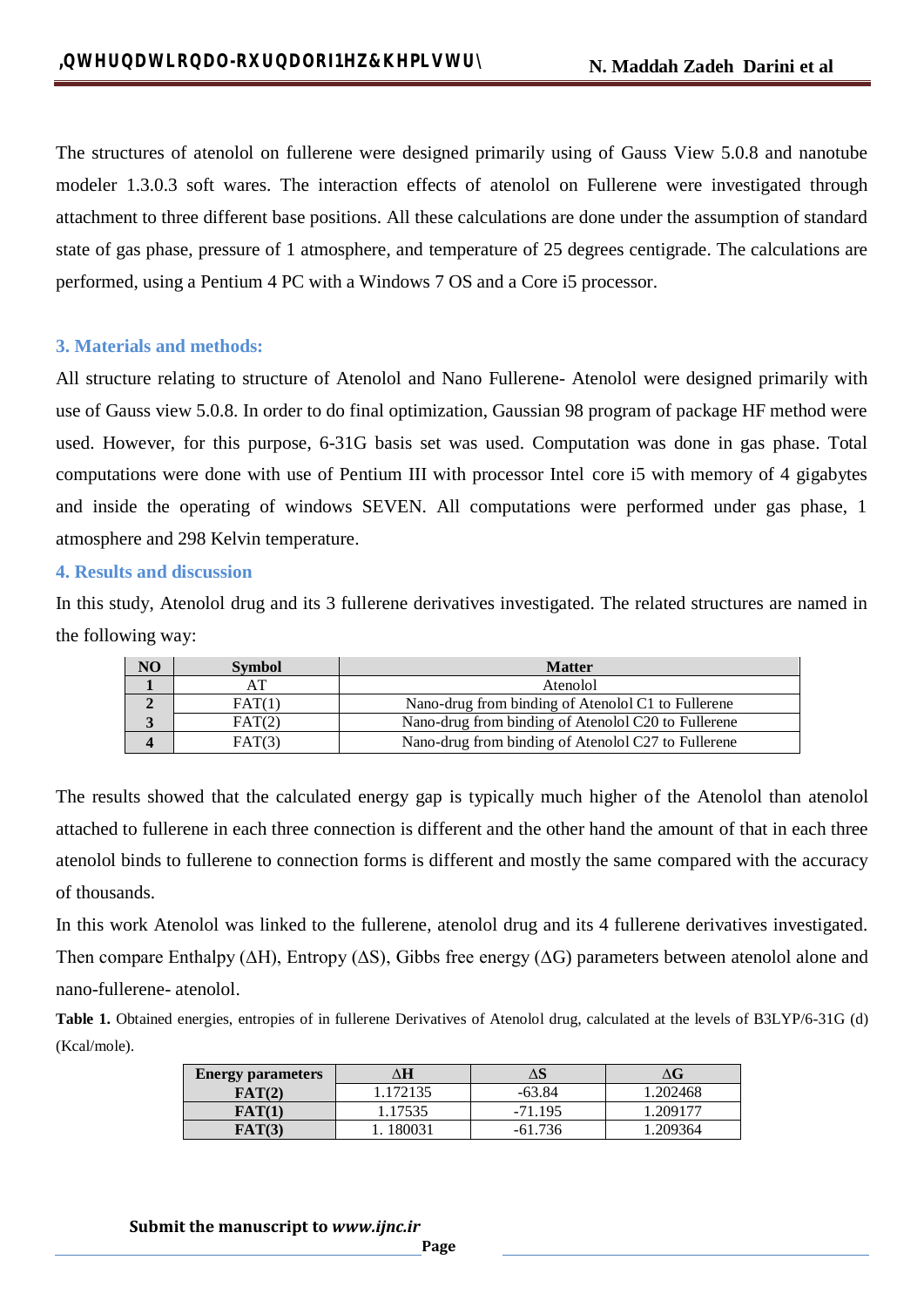The structures of atenolol on fullerene were designed primarily using of Gauss View 5.0.8 and nanotube modeler 1.3.0.3 soft wares. The interaction effects of atenolol on Fullerene were investigated through attachment to three different base positions. All these calculations are done under the assumption of standard state of gas phase, pressure of 1 atmosphere, and temperature of 25 degrees centigrade. The calculations are performed, using a Pentium 4 PC with a Windows 7 OS and a Core i5 processor.

### 3. Materials and methods:

All structure relating to structure of Atenolol and Nano Fullerene- Atenolol were designed primarily with use of Gauss view 5.0.8. In order to do final optimization, Gaussian 98 program of package HF method were used. However, for this purpose, 6-31G basis set was used. Computation was done in gas phase. Total computations were done with use of Pentium III with processor Intel core i5 with memory of 4 gigabytes and inside the operating of windows SEVEN. All computations were performed under gas phase, 1 atmosphere and 298 Kelvin temperature.

### 4. Results and discussion

In this study, Atenolol drug and its 3 fullerene derivatives investigated. The related structures are named in the following way:

| NO | Symbol | Matter |
|---|---|---|
| 1 | AT | Atenolol |
| 2 | FAT(1) | Nano-drug from binding of Atenolol C1 to Fullerene |
| 3 | FAT(2) | Nano-drug from binding of Atenolol C20 to Fullerene |
| 4 | FAT(3) | Nano-drug from binding of Atenolol C27 to Fullerene |

The results showed that the calculated energy gap is typically much higher of the Atenolol than atenolol attached to fullerene in each three connection is different and the other hand the amount of that in each three atenolol binds to fullerene to connection forms is different and mostly the same compared with the accuracy of thousands.

In this work Atenolol was linked to the fullerene, atenolol drug and its 4 fullerene derivatives investigated. Then compare Enthalpy ($\Delta H$), Entropy ($\Delta S$), Gibbs free energy ($\Delta G$) parameters between atenolol alone and nano-fullerene- atenolol.

**Table 1.** Obtained energies, entropies of in fullerene Derivatives of Atenolol drug, calculated at the levels of B3LYP/6-31G (d) (Kcal/mole).

| Energy parameters | $\Delta H$ | $\Delta S$ | $\Delta G$ |
|---|---|---|---|
| **FAT(2)** | 1.172135 | -63.84 | 1.202468 |
| **FAT(1)** | 1.17535 | -71.195 | 1.209177 |
| **FAT(3)** | 1. 180031 | -61.736 | 1.209364 |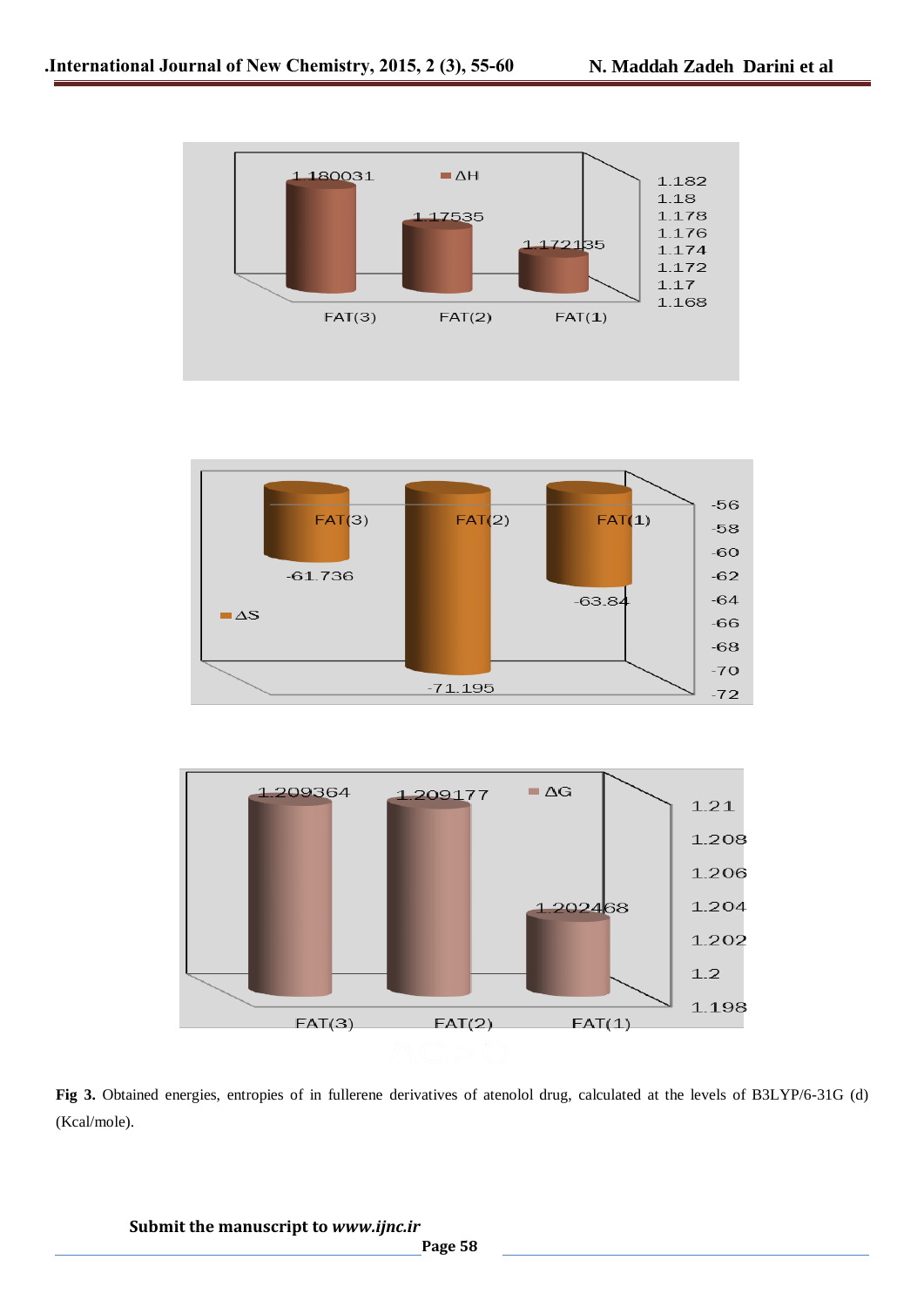Fig 3. Obtained energies, entropies of in fullerene derivatives of atenolol drug, calculated at the levels of B3LYP/6-31G (d) (Kcal/mole).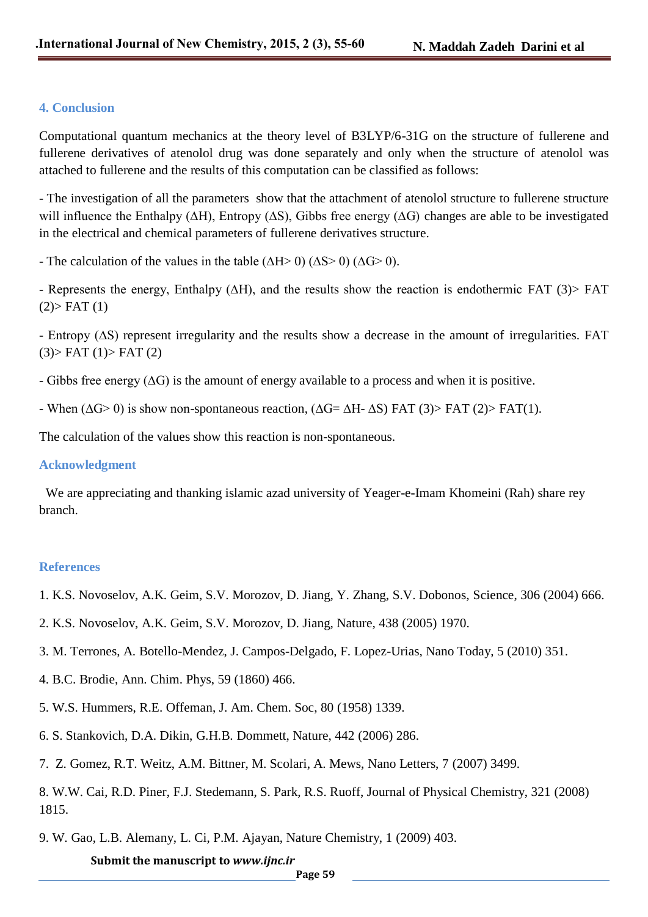## 4. Conclusion

Computational quantum mechanics at the theory level of B3LYP/6-31G on the structure of fullerene and fullerene derivatives of atenolol drug was done separately and only when the structure of atenolol was attached to fullerene and the results of this computation can be classified as follows:

- The investigation of all the parameters show that the attachment of atenolol structure to fullerene structure will influence the Enthalpy (ΔH), Entropy (ΔS), Gibbs free energy (ΔG) changes are able to be investigated in the electrical and chemical parameters of fullerene derivatives structure.

- The calculation of the values in the table (ΔH> 0) (ΔS> 0) (ΔG> 0).

- Represents the energy, Enthalpy (ΔH), and the results show the reaction is endothermic FAT (3)> FAT (2)> FAT (1)

- Entropy (ΔS) represent irregularity and the results show a decrease in the amount of irregularities. FAT (3)> FAT (1)> FAT (2)

- Gibbs free energy (ΔG) is the amount of energy available to a process and when it is positive.

- When (ΔG> 0) is show non-spontaneous reaction, (ΔG= ΔH- ΔS) FAT (3)> FAT (2)> FAT(1).

The calculation of the values show this reaction is non-spontaneous.

## Acknowledgment

We are appreciating and thanking islamic azad university of Yeager-e-Imam Khomeini (Rah) share rey branch.

## References

1. K.S. Novoselov, A.K. Geim, S.V. Morozov, D. Jiang, Y. Zhang, S.V. Dobonos, Science, 306 (2004) 666.

2. K.S. Novoselov, A.K. Geim, S.V. Morozov, D. Jiang, Nature, 438 (2005) 1970.

3. M. Terrones, A. Botello-Mendez, J. Campos-Delgado, F. Lopez-Urias, Nano Today, 5 (2010) 351.

4. B.C. Brodie, Ann. Chim. Phys, 59 (1860) 466.

5. W.S. Hummers, R.E. Offeman, J. Am. Chem. Soc, 80 (1958) 1339.

6. S. Stankovich, D.A. Dikin, G.H.B. Dommett, Nature, 442 (2006) 286.

7. Z. Gomez, R.T. Weitz, A.M. Bittner, M. Scolari, A. Mews, Nano Letters, 7 (2007) 3499.

8. W.W. Cai, R.D. Piner, F.J. Stedemann, S. Park, R.S. Ruoff, Journal of Physical Chemistry, 321 (2008) 1815.

9. W. Gao, L.B. Alemany, L. Ci, P.M. Ajayan, Nature Chemistry, 1 (2009) 403.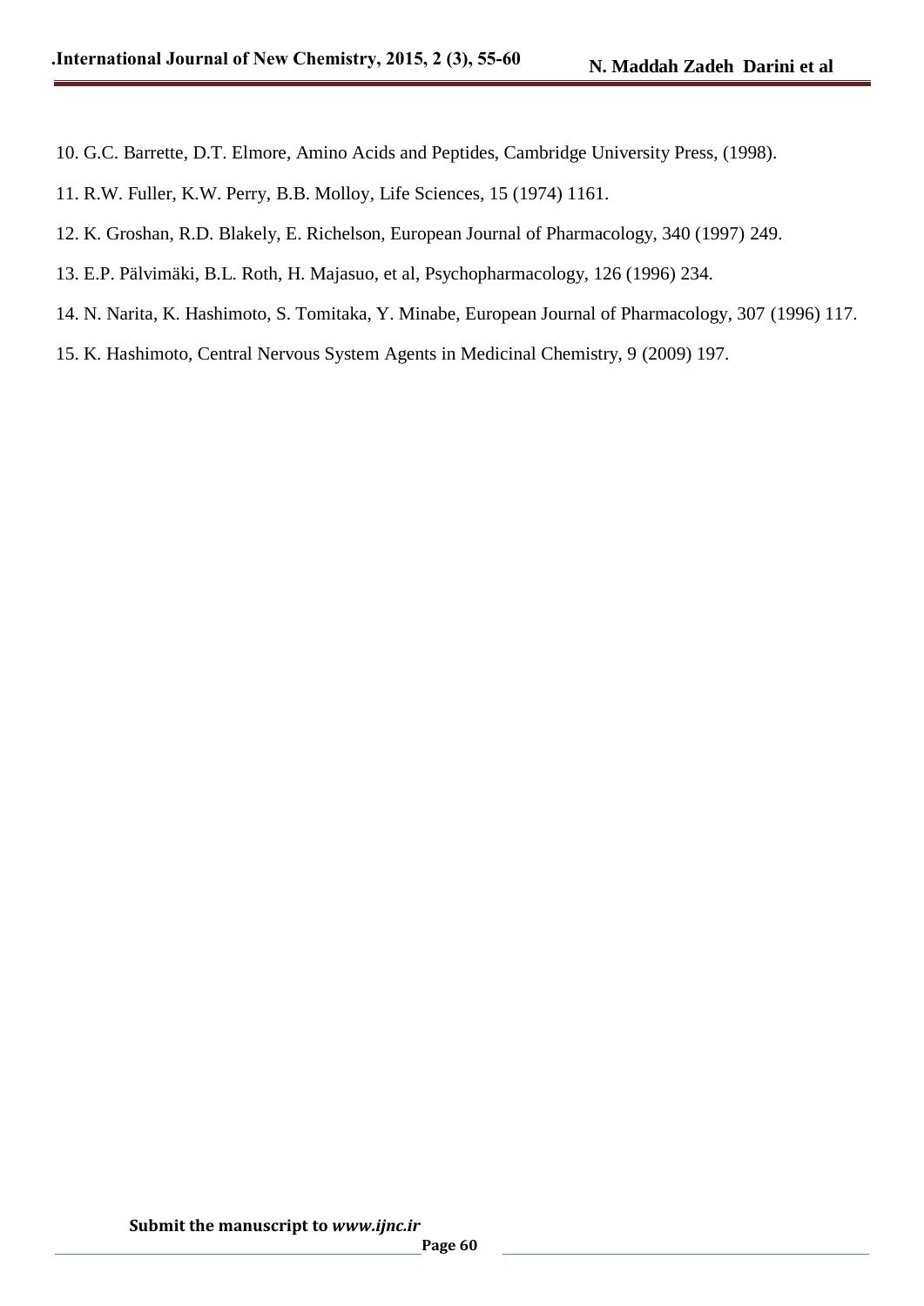10. G.C. Barrette, D.T. Elmore, Amino Acids and Peptides, Cambridge University Press, (1998).

11. R.W. Fuller, K.W. Perry, B.B. Molloy, Life Sciences, 15 (1974) 1161.

12. K. Groshan, R.D. Blakely, E. Richelson, European Journal of Pharmacology, 340 (1997) 249.

13. E.P. Pälvimäki, B.L. Roth, H. Majasuo, et al, Psychopharmacology, 126 (1996) 234.

14. N. Narita, K. Hashimoto, S. Tomitaka, Y. Minabe, European Journal of Pharmacology, 307 (1996) 117.

15. K. Hashimoto, Central Nervous System Agents in Medicinal Chemistry, 9 (2009) 197.